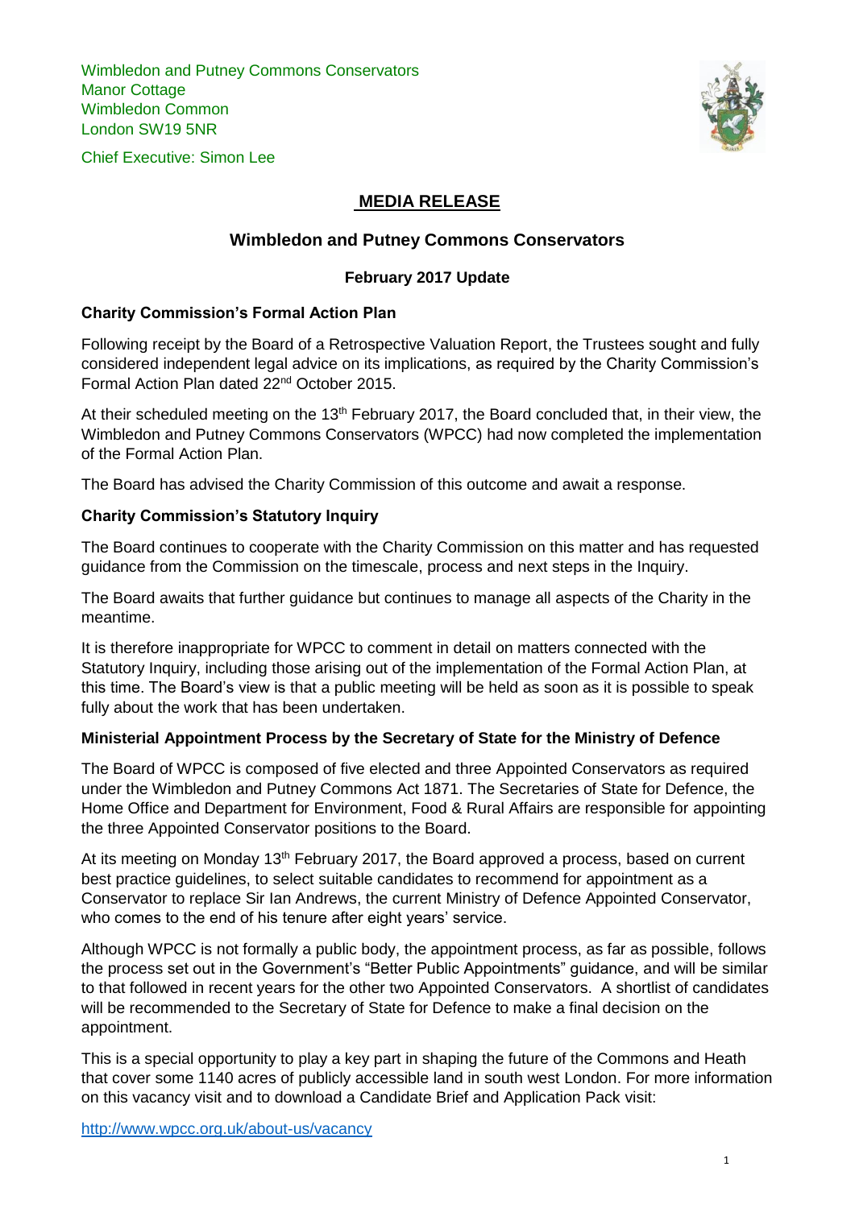Wimbledon and Putney Commons Conservators
Manor Cottage
Wimbledon Common
London SW19 5NR

Chief Executive: Simon Lee

# MEDIA RELEASE

## Wimbledon and Putney Commons Conservators

### February 2017 Update

**Charity Commission's Formal Action Plan**

Following receipt by the Board of a Retrospective Valuation Report, the Trustees sought and fully considered independent legal advice on its implications, as required by the Charity Commission's Formal Action Plan dated 22nd October 2015.

At their scheduled meeting on the 13th February 2017, the Board concluded that, in their view, the Wimbledon and Putney Commons Conservators (WPCC) had now completed the implementation of the Formal Action Plan.

The Board has advised the Charity Commission of this outcome and await a response.

**Charity Commission's Statutory Inquiry**

The Board continues to cooperate with the Charity Commission on this matter and has requested guidance from the Commission on the timescale, process and next steps in the Inquiry.

The Board awaits that further guidance but continues to manage all aspects of the Charity in the meantime.

It is therefore inappropriate for WPCC to comment in detail on matters connected with the Statutory Inquiry, including those arising out of the implementation of the Formal Action Plan, at this time. The Board's view is that a public meeting will be held as soon as it is possible to speak fully about the work that has been undertaken.

**Ministerial Appointment Process by the Secretary of State for the Ministry of Defence**

The Board of WPCC is composed of five elected and three Appointed Conservators as required under the Wimbledon and Putney Commons Act 1871. The Secretaries of State for Defence, the Home Office and Department for Environment, Food & Rural Affairs are responsible for appointing the three Appointed Conservator positions to the Board.

At its meeting on Monday 13th February 2017, the Board approved a process, based on current best practice guidelines, to select suitable candidates to recommend for appointment as a Conservator to replace Sir Ian Andrews, the current Ministry of Defence Appointed Conservator, who comes to the end of his tenure after eight years' service.

Although WPCC is not formally a public body, the appointment process, as far as possible, follows the process set out in the Government's "Better Public Appointments" guidance, and will be similar to that followed in recent years for the other two Appointed Conservators. A shortlist of candidates will be recommended to the Secretary of State for Defence to make a final decision on the appointment.

This is a special opportunity to play a key part in shaping the future of the Commons and Heath that cover some 1140 acres of publicly accessible land in south west London. For more information on this vacancy visit and to download a Candidate Brief and Application Pack visit:

http://www.wpcc.org.uk/about-us/vacancy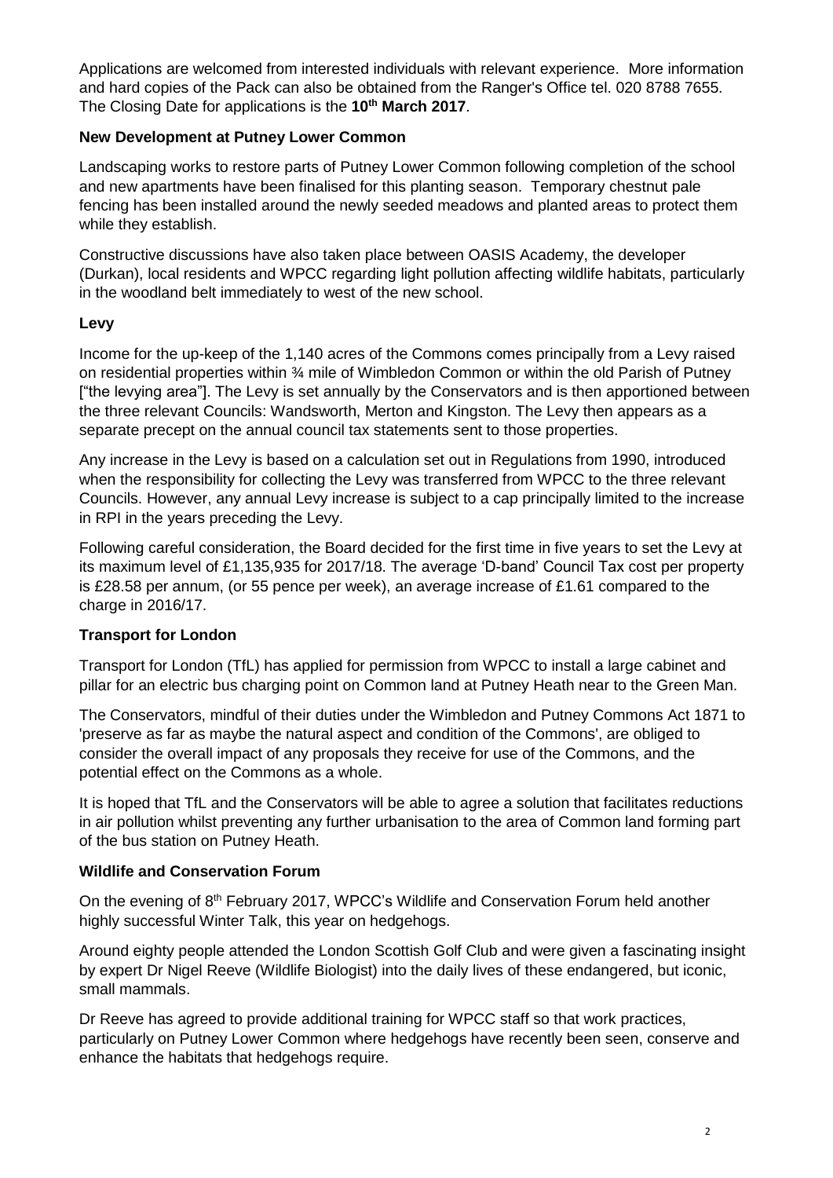Applications are welcomed from interested individuals with relevant experience. More information and hard copies of the Pack can also be obtained from the Ranger's Office tel. 020 8788 7655. The Closing Date for applications is the **10th March 2017**.

### New Development at Putney Lower Common

Landscaping works to restore parts of Putney Lower Common following completion of the school and new apartments have been finalised for this planting season. Temporary chestnut pale fencing has been installed around the newly seeded meadows and planted areas to protect them while they establish.

Constructive discussions have also taken place between OASIS Academy, the developer (Durkan), local residents and WPCC regarding light pollution affecting wildlife habitats, particularly in the woodland belt immediately to west of the new school.

### Levy

Income for the up-keep of the 1,140 acres of the Commons comes principally from a Levy raised on residential properties within ¾ mile of Wimbledon Common or within the old Parish of Putney ["the levying area"]. The Levy is set annually by the Conservators and is then apportioned between the three relevant Councils: Wandsworth, Merton and Kingston. The Levy then appears as a separate precept on the annual council tax statements sent to those properties.

Any increase in the Levy is based on a calculation set out in Regulations from 1990, introduced when the responsibility for collecting the Levy was transferred from WPCC to the three relevant Councils. However, any annual Levy increase is subject to a cap principally limited to the increase in RPI in the years preceding the Levy.

Following careful consideration, the Board decided for the first time in five years to set the Levy at its maximum level of £1,135,935 for 2017/18. The average 'D-band' Council Tax cost per property is £28.58 per annum, (or 55 pence per week), an average increase of £1.61 compared to the charge in 2016/17.

### Transport for London

Transport for London (TfL) has applied for permission from WPCC to install a large cabinet and pillar for an electric bus charging point on Common land at Putney Heath near to the Green Man.

The Conservators, mindful of their duties under the Wimbledon and Putney Commons Act 1871 to 'preserve as far as maybe the natural aspect and condition of the Commons', are obliged to consider the overall impact of any proposals they receive for use of the Commons, and the potential effect on the Commons as a whole.

It is hoped that TfL and the Conservators will be able to agree a solution that facilitates reductions in air pollution whilst preventing any further urbanisation to the area of Common land forming part of the bus station on Putney Heath.

### Wildlife and Conservation Forum

On the evening of 8th February 2017, WPCC's Wildlife and Conservation Forum held another highly successful Winter Talk, this year on hedgehogs.

Around eighty people attended the London Scottish Golf Club and were given a fascinating insight by expert Dr Nigel Reeve (Wildlife Biologist) into the daily lives of these endangered, but iconic, small mammals.

Dr Reeve has agreed to provide additional training for WPCC staff so that work practices, particularly on Putney Lower Common where hedgehogs have recently been seen, conserve and enhance the habitats that hedgehogs require.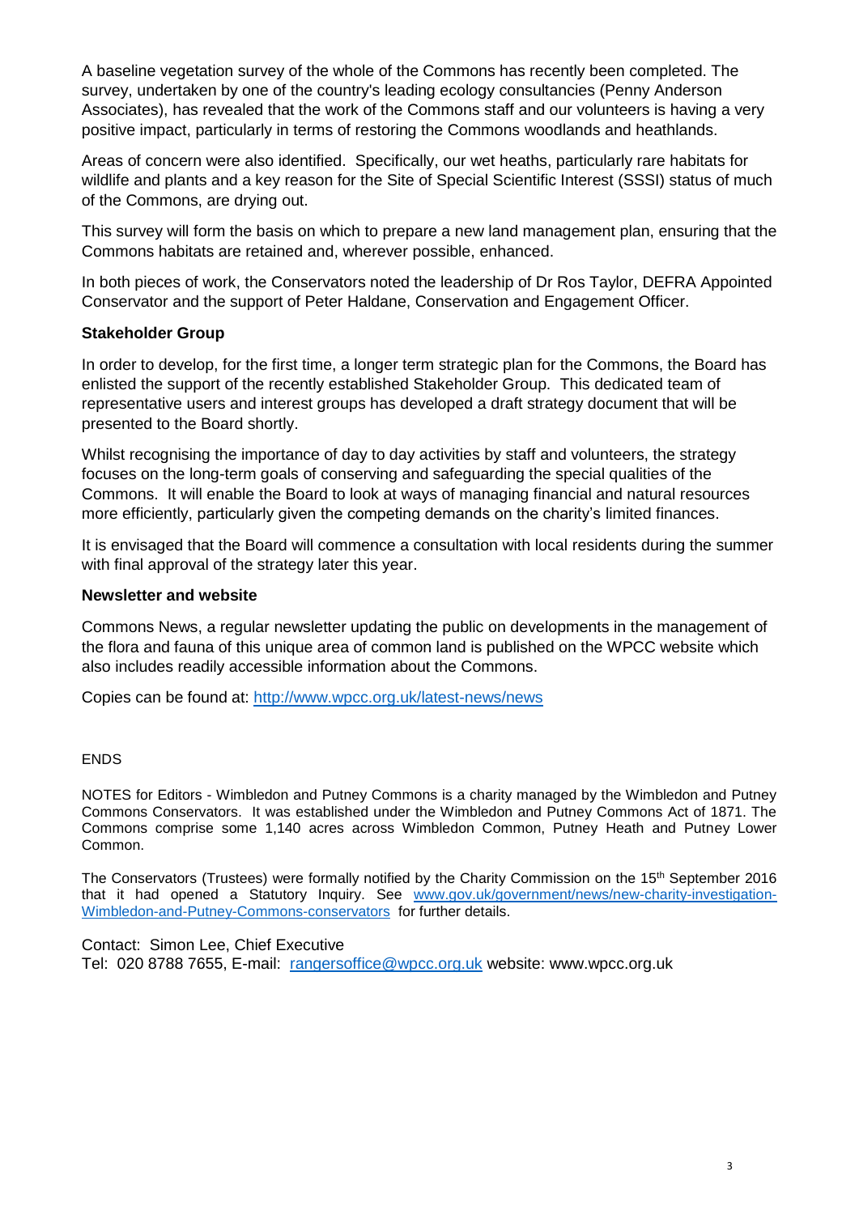A baseline vegetation survey of the whole of the Commons has recently been completed. The survey, undertaken by one of the country's leading ecology consultancies (Penny Anderson Associates), has revealed that the work of the Commons staff and our volunteers is having a very positive impact, particularly in terms of restoring the Commons woodlands and heathlands.

Areas of concern were also identified. Specifically, our wet heaths, particularly rare habitats for wildlife and plants and a key reason for the Site of Special Scientific Interest (SSSI) status of much of the Commons, are drying out.

This survey will form the basis on which to prepare a new land management plan, ensuring that the Commons habitats are retained and, wherever possible, enhanced.

In both pieces of work, the Conservators noted the leadership of Dr Ros Taylor, DEFRA Appointed Conservator and the support of Peter Haldane, Conservation and Engagement Officer.

**Stakeholder Group**

In order to develop, for the first time, a longer term strategic plan for the Commons, the Board has enlisted the support of the recently established Stakeholder Group. This dedicated team of representative users and interest groups has developed a draft strategy document that will be presented to the Board shortly.

Whilst recognising the importance of day to day activities by staff and volunteers, the strategy focuses on the long-term goals of conserving and safeguarding the special qualities of the Commons. It will enable the Board to look at ways of managing financial and natural resources more efficiently, particularly given the competing demands on the charity's limited finances.

It is envisaged that the Board will commence a consultation with local residents during the summer with final approval of the strategy later this year.

**Newsletter and website**

Commons News, a regular newsletter updating the public on developments in the management of the flora and fauna of this unique area of common land is published on the WPCC website which also includes readily accessible information about the Commons.

Copies can be found at: http://www.wpcc.org.uk/latest-news/news

ENDS

NOTES for Editors - Wimbledon and Putney Commons is a charity managed by the Wimbledon and Putney Commons Conservators. It was established under the Wimbledon and Putney Commons Act of 1871. The Commons comprise some 1,140 acres across Wimbledon Common, Putney Heath and Putney Lower Common.

The Conservators (Trustees) were formally notified by the Charity Commission on the 15th September 2016 that it had opened a Statutory Inquiry. See www.gov.uk/government/news/new-charity-investigation-Wimbledon-and-Putney-Commons-conservators for further details.

Contact: Simon Lee, Chief Executive
Tel: 020 8788 7655, E-mail: rangersoffice@wpcc.org.uk website: www.wpcc.org.uk